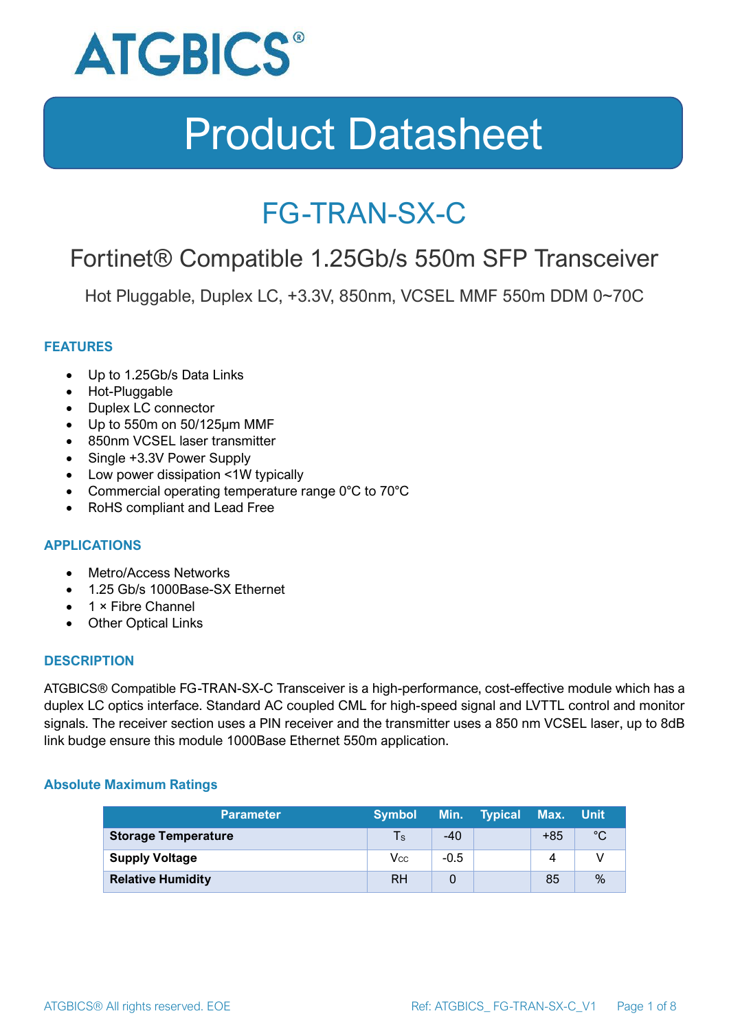ATGBICS®

# Product Datasheet

## FG-TRAN-SX-C

### Fortinet® Compatible 1.25Gb/s 550m SFP Transceiver

Hot Pluggable, Duplex LC, +3.3V, 850nm, VCSEL MMF 550m DDM 0~70C

#### FEATURES

- Up to 1.25Gb/s Data Links
- Hot-Pluggable
- Duplex LC connector
- Up to 550m on 50/125μm MMF
- 850nm VCSEL laser transmitter
- Single +3.3V Power Supply
- Low power dissipation <1W typically
- Commercial operating temperature range 0°C to 70°C
- RoHS compliant and Lead Free

#### APPLICATIONS

- Metro/Access Networks
- 1.25 Gb/s 1000Base-SX Ethernet
- 1 × Fibre Channel
- Other Optical Links

#### DESCRIPTION

ATGBICS® Compatible FG-TRAN-SX-C Transceiver is a high-performance, cost-effective module which has a duplex LC optics interface. Standard AC coupled CML for high-speed signal and LVTTL control and monitor signals. The receiver section uses a PIN receiver and the transmitter uses a 850 nm VCSEL laser, up to 8dB link budge ensure this module 1000Base Ethernet 550m application.

#### Absolute Maximum Ratings

| Parameter | Symbol | Min. | Typical | Max. | Unit |
|---|---|---|---|---|---|
| **Storage Temperature** | $T_S$ | -40 | | +85 | °C |
| **Supply Voltage** | $V_{CC}$ | -0.5 | | 4 | V |
| **Relative Humidity** | RH | 0 | | 85 | % |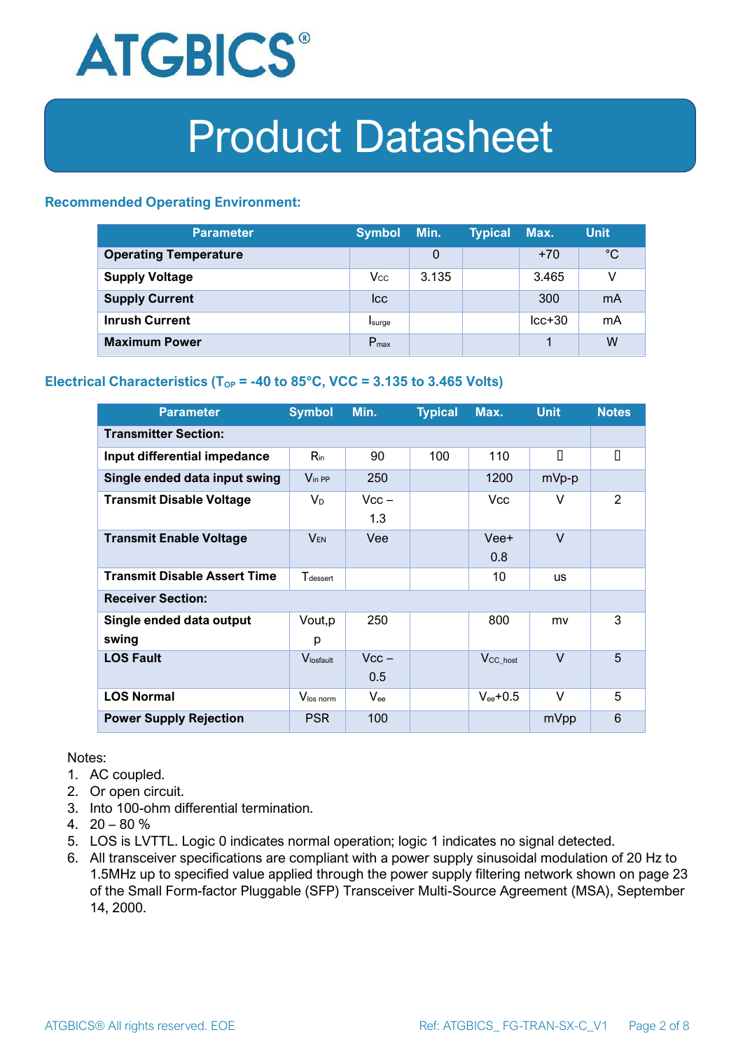# Product Datasheet

### Recommended Operating Environment:

| Parameter | Symbol | Min. | Typical | Max. | Unit |
|---|---|---|---|---|---|
| **Operating Temperature** | | 0 | | +70 | °C |
| **Supply Voltage** | $V_{CC}$ | 3.135 | | 3.465 | V |
| **Supply Current** | Icc | | | 300 | mA |
| **Inrush Current** | $I_{surge}$ | | | Icc+30 | mA |
| **Maximum Power** | $P_{max}$ | | | 1 | W |

### Electrical Characteristics ($T_{OP}$ = -40 to 85°C, VCC = 3.135 to 3.465 Volts)

| Parameter | Symbol | Min. | Typical | Max. | Unit | Notes |
|---|---|---|---|---|---|---|
| **Transmitter Section:** | | | | | | |
| **Input differential impedance** | $R_{in}$ | 90 | 100 | 110 | | |
| **Single ended data input swing** | $V_{in\ PP}$ | 250 | | 1200 | mVp-p | |
| **Transmit Disable Voltage** | $V_D$ | Vcc – 1.3 | | Vcc | V | 2 |
| **Transmit Enable Voltage** | $V_{EN}$ | Vee | | Vee+ 0.8 | V | |
| **Transmit Disable Assert Time** | $T_{dessert}$ | | | 10 | us | |
| **Receiver Section:** | | | | | | |
| **Single ended data output swing** | Vout,p p | 250 | | 800 | mv | 3 |
| **LOS Fault** | $V_{losfault}$ | Vcc – 0.5 | | $V_{CC\_host}$ | V | 5 |
| **LOS Normal** | $V_{los\ norm}$ | $V_{ee}$ | | $V_{ee}$+0.5 | V | 5 |
| **Power Supply Rejection** | PSR | 100 | | | mVpp | 6 |

Notes:
1. AC coupled.
2. Or open circuit.
3. Into 100-ohm differential termination.
4. 20 – 80 %
5. LOS is LVTTL. Logic 0 indicates normal operation; logic 1 indicates no signal detected.
6. All transceiver specifications are compliant with a power supply sinusoidal modulation of 20 Hz to 1.5MHz up to specified value applied through the power supply filtering network shown on page 23 of the Small Form-factor Pluggable (SFP) Transceiver Multi-Source Agreement (MSA), September 14, 2000.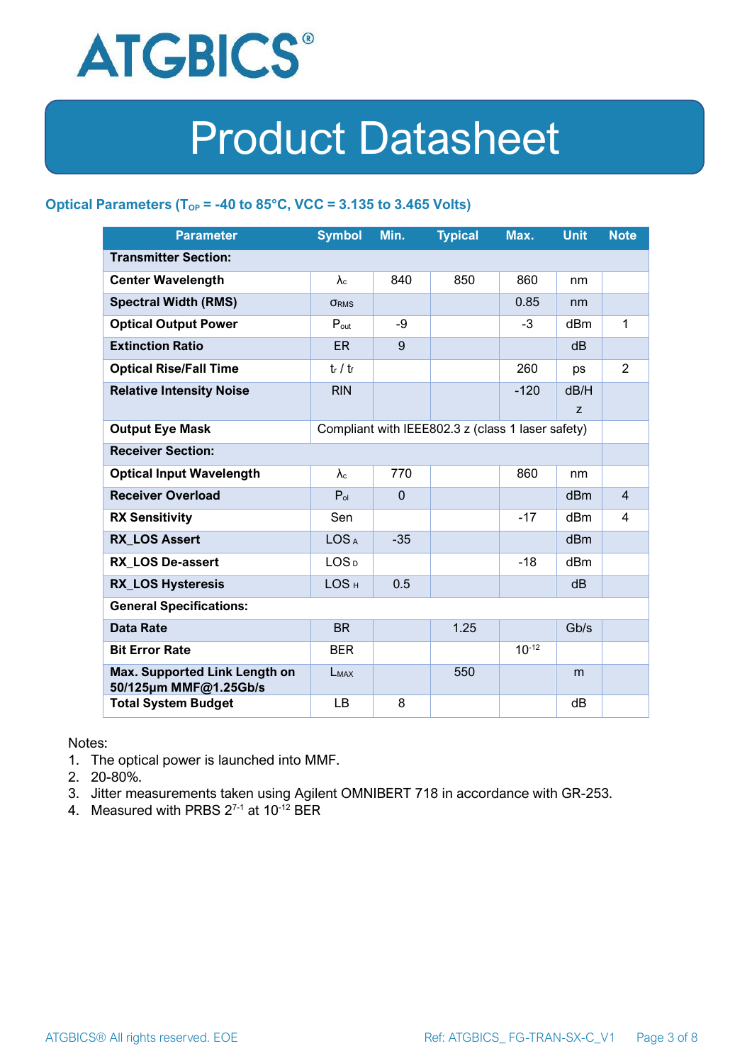# Product Datasheet

### Optical Parameters ($T_{OP}$ = -40 to 85°C, VCC = 3.135 to 3.465 Volts)

| Parameter | Symbol | Min. | Typical | Max. | Unit | Note |
|---|---|---|---|---|---|---|
| **Transmitter Section:** | | | | | | |
| **Center Wavelength** | $\lambda_c$ | 840 | 850 | 860 | nm | |
| **Spectral Width (RMS)** | $\sigma_{RMS}$ | | | 0.85 | nm | |
| **Optical Output Power** | $P_{out}$ | -9 | | -3 | dBm | 1 |
| **Extinction Ratio** | ER | 9 | | | dB | |
| **Optical Rise/Fall Time** | $t_r$ / $t_f$ | | | 260 | ps | 2 |
| **Relative Intensity Noise** | RIN | | | -120 | dB/Hz | |
| **Output Eye Mask** | Compliant with IEEE802.3 z (class 1 laser safety) | | | | | |
| **Receiver Section:** | | | | | | |
| **Optical Input Wavelength** | $\lambda_c$ | 770 | | 860 | nm | |
| **Receiver Overload** | $P_{ol}$ | 0 | | | dBm | 4 |
| **RX Sensitivity** | Sen | | | -17 | dBm | 4 |
| **RX_LOS Assert** | $LOS_A$ | -35 | | | dBm | |
| **RX_LOS De-assert** | $LOS_D$ | | | -18 | dBm | |
| **RX_LOS Hysteresis** | $LOS_H$ | 0.5 | | | dB | |
| **General Specifications:** | | | | | | |
| **Data Rate** | BR | | 1.25 | | Gb/s | |
| **Bit Error Rate** | BER | | | $10^{-12}$ | | |
| **Max. Supported Link Length on 50/125μm MMF@1.25Gb/s** | $L_{MAX}$ | | 550 | | m | |
| **Total System Budget** | LB | 8 | | | dB | |

Notes:

1. The optical power is launched into MMF.
2. 20-80%.
3. Jitter measurements taken using Agilent OMNIBERT 718 in accordance with GR-253.
4. Measured with PRBS $2^{7-1}$ at $10^{-12}$ BER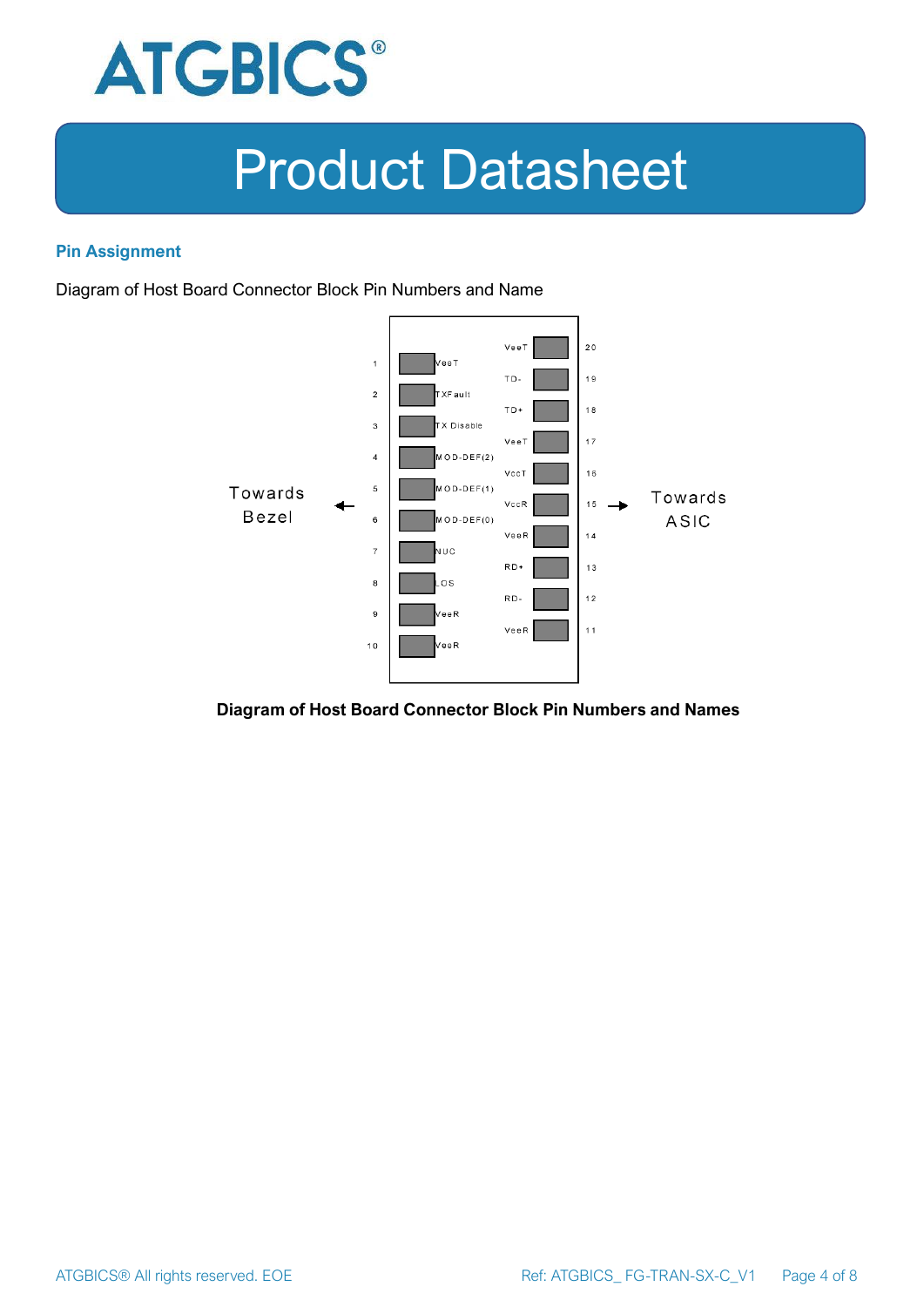## Pin Assignment

Diagram of Host Board Connector Block Pin Numbers and Name

Towards Bezel ← → Towards ASIC

| Pin | Name | Pin | Name |
|---|---|---|---|
| 1 | VeeT | 20 | VeeT |
| 2 | TXFault | 19 | TD- |
| 3 | TX Disable | 18 | TD+ |
| 4 | MOD-DEF(2) | 17 | VeeT |
| 5 | MOD-DEF(1) | 16 | VccT |
| 6 | MOD-DEF(0) | 15 | VccR |
| 7 | NUC | 14 | VeeR |
| 8 | LOS | 13 | RD+ |
| 9 | VeeR | 12 | RD- |
| 10 | VeeR | 11 | VeeR |

**Diagram of Host Board Connector Block Pin Numbers and Names**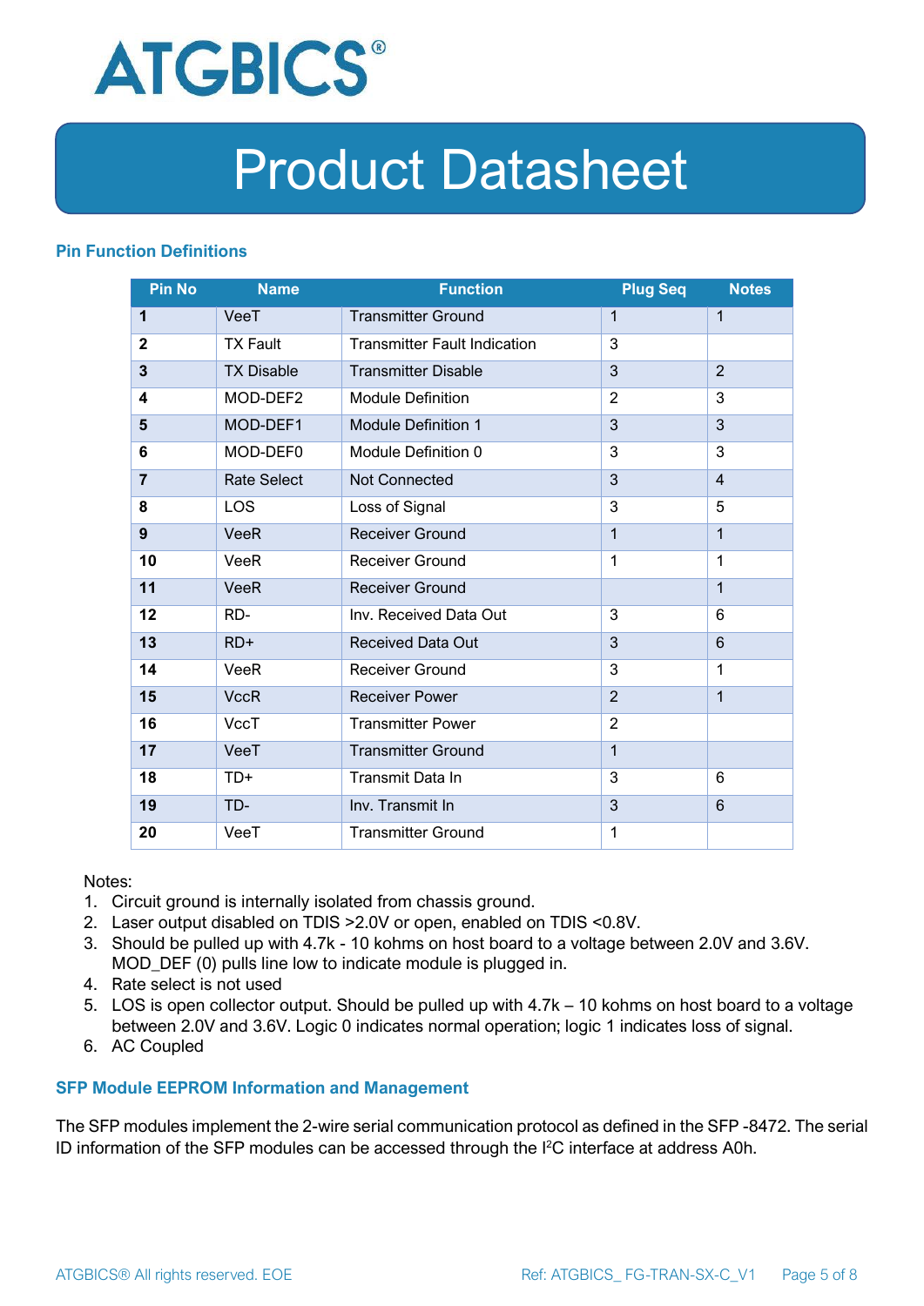## Pin Function Definitions

| Pin No | Name | Function | Plug Seq | Notes |
|---|---|---|---|---|
| **1** | VeeT | Transmitter Ground | 1 | 1 |
| **2** | TX Fault | Transmitter Fault Indication | 3 | |
| **3** | TX Disable | Transmitter Disable | 3 | 2 |
| **4** | MOD-DEF2 | Module Definition | 2 | 3 |
| **5** | MOD-DEF1 | Module Definition 1 | 3 | 3 |
| **6** | MOD-DEF0 | Module Definition 0 | 3 | 3 |
| **7** | Rate Select | Not Connected | 3 | 4 |
| **8** | LOS | Loss of Signal | 3 | 5 |
| **9** | VeeR | Receiver Ground | 1 | 1 |
| **10** | VeeR | Receiver Ground | 1 | 1 |
| **11** | VeeR | Receiver Ground | | 1 |
| **12** | RD- | Inv. Received Data Out | 3 | 6 |
| **13** | RD+ | Received Data Out | 3 | 6 |
| **14** | VeeR | Receiver Ground | 3 | 1 |
| **15** | VccR | Receiver Power | 2 | 1 |
| **16** | VccT | Transmitter Power | 2 | |
| **17** | VeeT | Transmitter Ground | 1 | |
| **18** | TD+ | Transmit Data In | 3 | 6 |
| **19** | TD- | Inv. Transmit In | 3 | 6 |
| **20** | VeeT | Transmitter Ground | 1 | |

Notes:

1. Circuit ground is internally isolated from chassis ground.
2. Laser output disabled on TDIS >2.0V or open, enabled on TDIS <0.8V.
3. Should be pulled up with 4.7k - 10 kohms on host board to a voltage between 2.0V and 3.6V. MOD_DEF (0) pulls line low to indicate module is plugged in.
4. Rate select is not used
5. LOS is open collector output. Should be pulled up with 4.7k – 10 kohms on host board to a voltage between 2.0V and 3.6V. Logic 0 indicates normal operation; logic 1 indicates loss of signal.
6. AC Coupled

## SFP Module EEPROM Information and Management

The SFP modules implement the 2-wire serial communication protocol as defined in the SFP -8472. The serial ID information of the SFP modules can be accessed through the I$^2$C interface at address A0h.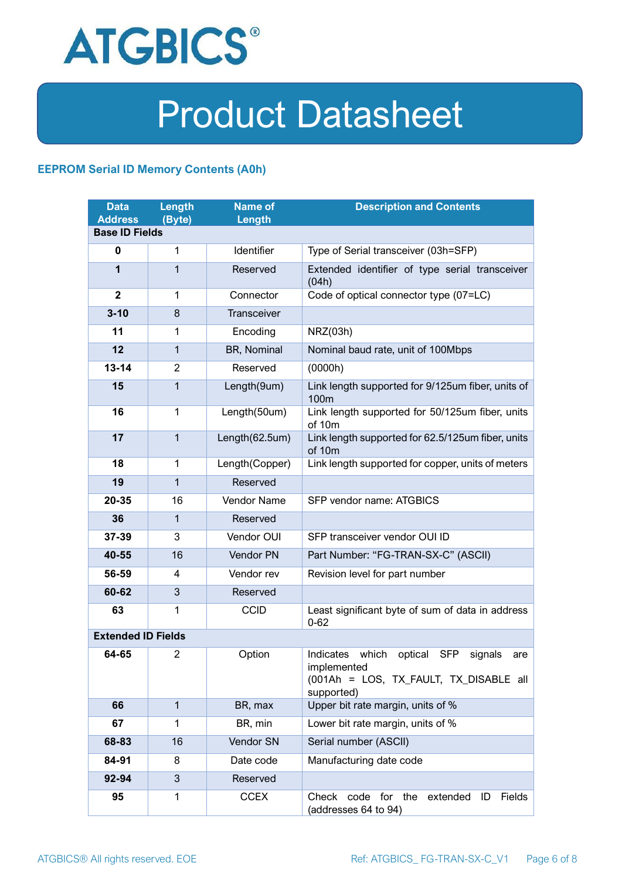## EEPROM Serial ID Memory Contents (A0h)

| Data Address | Length (Byte) | Name of Length | Description and Contents |
|---|---|---|---|
| **Base ID Fields** | | | |
| **0** | 1 | Identifier | Type of Serial transceiver (03h=SFP) |
| **1** | 1 | Reserved | Extended identifier of type serial transceiver (04h) |
| **2** | 1 | Connector | Code of optical connector type (07=LC) |
| **3-10** | 8 | Transceiver | |
| **11** | 1 | Encoding | NRZ(03h) |
| **12** | 1 | BR, Nominal | Nominal baud rate, unit of 100Mbps |
| **13-14** | 2 | Reserved | (0000h) |
| **15** | 1 | Length(9um) | Link length supported for 9/125um fiber, units of 100m |
| **16** | 1 | Length(50um) | Link length supported for 50/125um fiber, units of 10m |
| **17** | 1 | Length(62.5um) | Link length supported for 62.5/125um fiber, units of 10m |
| **18** | 1 | Length(Copper) | Link length supported for copper, units of meters |
| **19** | 1 | Reserved | |
| **20-35** | 16 | Vendor Name | SFP vendor name: ATGBICS |
| **36** | 1 | Reserved | |
| **37-39** | 3 | Vendor OUI | SFP transceiver vendor OUI ID |
| **40-55** | 16 | Vendor PN | Part Number: "FG-TRAN-SX-C" (ASCII) |
| **56-59** | 4 | Vendor rev | Revision level for part number |
| **60-62** | 3 | Reserved | |
| **63** | 1 | CCID | Least significant byte of sum of data in address 0-62 |
| **Extended ID Fields** | | | |
| **64-65** | 2 | Option | Indicates which optical SFP signals are implemented (001Ah = LOS, TX_FAULT, TX_DISABLE all supported) |
| **66** | 1 | BR, max | Upper bit rate margin, units of % |
| **67** | 1 | BR, min | Lower bit rate margin, units of % |
| **68-83** | 16 | Vendor SN | Serial number (ASCII) |
| **84-91** | 8 | Date code | Manufacturing date code |
| **92-94** | 3 | Reserved | |
| **95** | 1 | CCEX | Check code for the extended ID Fields (addresses 64 to 94) |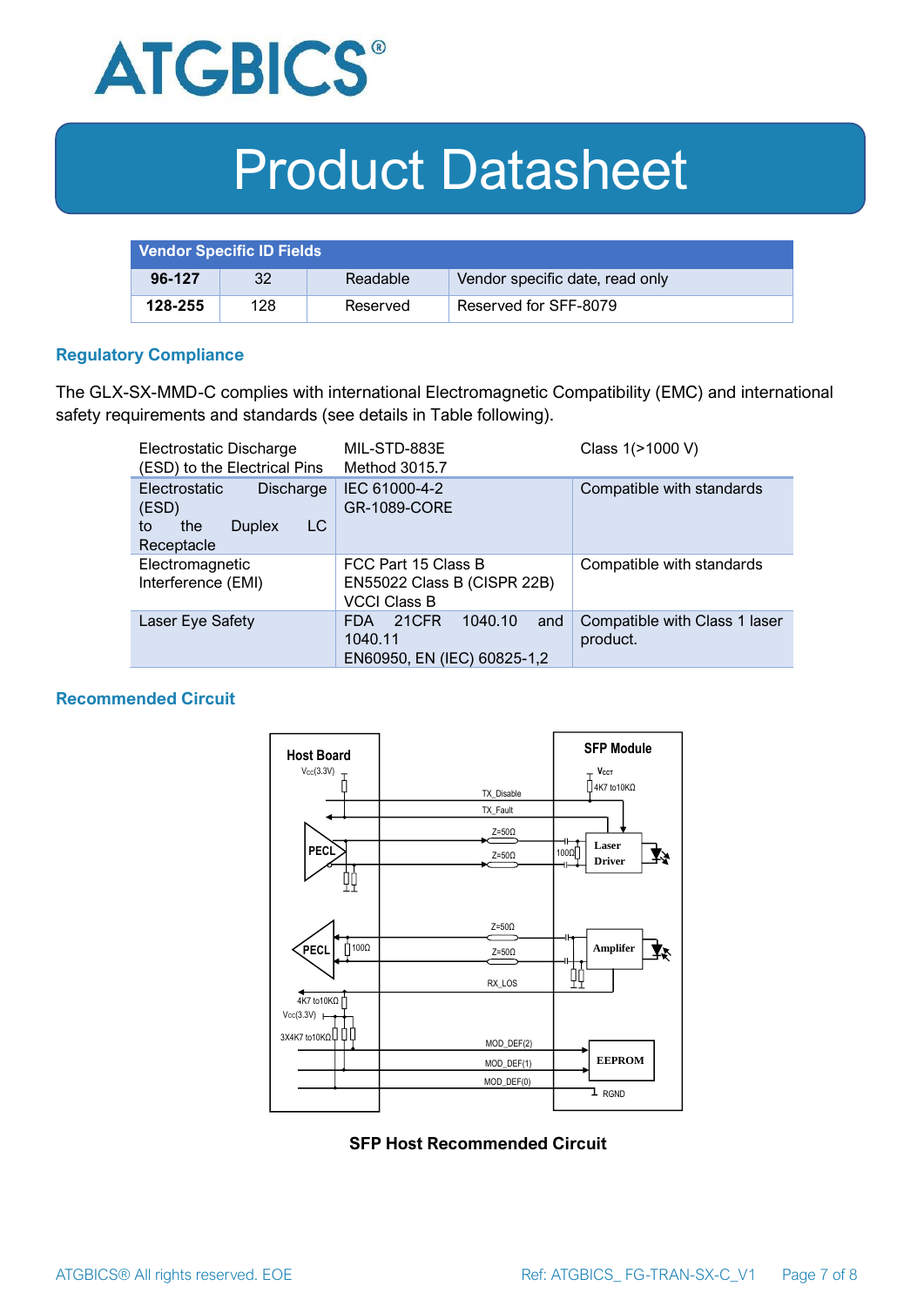| Vendor Specific ID Fields | | | |
|---|---|---|---|
| **96-127** | 32 | Readable | Vendor specific date, read only |
| **128-255** | 128 | Reserved | Reserved for SFF-8079 |

## Regulatory Compliance

The GLX-SX-MMD-C complies with international Electromagnetic Compatibility (EMC) and international safety requirements and standards (see details in Table following).

| Electrostatic Discharge (ESD) to the Electrical Pins | MIL-STD-883E Method 3015.7 | Class 1(>1000 V) |
|---|---|---|
| Electrostatic Discharge (ESD) to the Duplex LC Receptacle | IEC 61000-4-2 GR-1089-CORE | Compatible with standards |
| Electromagnetic Interference (EMI) | FCC Part 15 Class B EN55022 Class B (CISPR 22B) VCCI Class B | Compatible with standards |
| Laser Eye Safety | FDA 21CFR 1040.10 and 1040.11 EN60950, EN (IEC) 60825-1,2 | Compatible with Class 1 laser product. |

## Recommended Circuit

SFP Host Recommended Circuit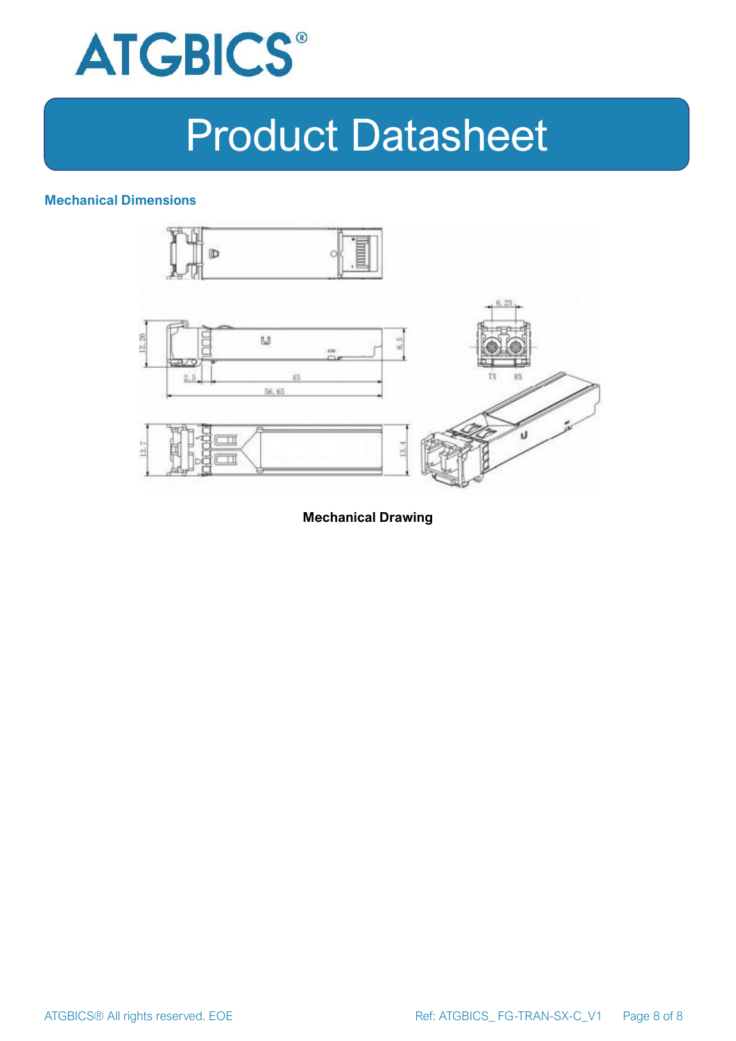## Mechanical Dimensions

6.25

12.26

8.5

2.5

45

56.65

TX RX

13.7

13.4

**Mechanical Drawing**